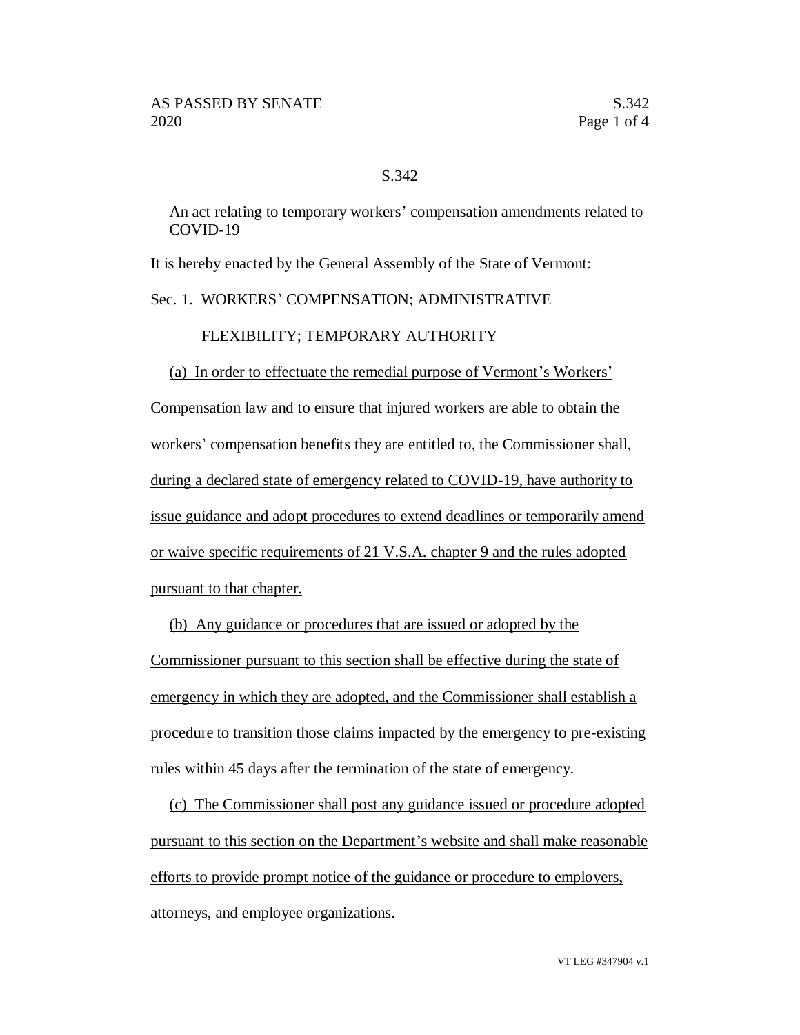# S.342

An act relating to temporary workers' compensation amendments related to COVID-19

It is hereby enacted by the General Assembly of the State of Vermont:

Sec. 1. WORKERS' COMPENSATION; ADMINISTRATIVE FLEXIBILITY; TEMPORARY AUTHORITY

(a) In order to effectuate the remedial purpose of Vermont's Workers' Compensation law and to ensure that injured workers are able to obtain the workers' compensation benefits they are entitled to, the Commissioner shall, during a declared state of emergency related to COVID-19, have authority to issue guidance and adopt procedures to extend deadlines or temporarily amend or waive specific requirements of 21 V.S.A. chapter 9 and the rules adopted pursuant to that chapter.

(b) Any guidance or procedures that are issued or adopted by the Commissioner pursuant to this section shall be effective during the state of emergency in which they are adopted, and the Commissioner shall establish a procedure to transition those claims impacted by the emergency to pre-existing rules within 45 days after the termination of the state of emergency.

(c) The Commissioner shall post any guidance issued or procedure adopted pursuant to this section on the Department's website and shall make reasonable efforts to provide prompt notice of the guidance or procedure to employers, attorneys, and employee organizations.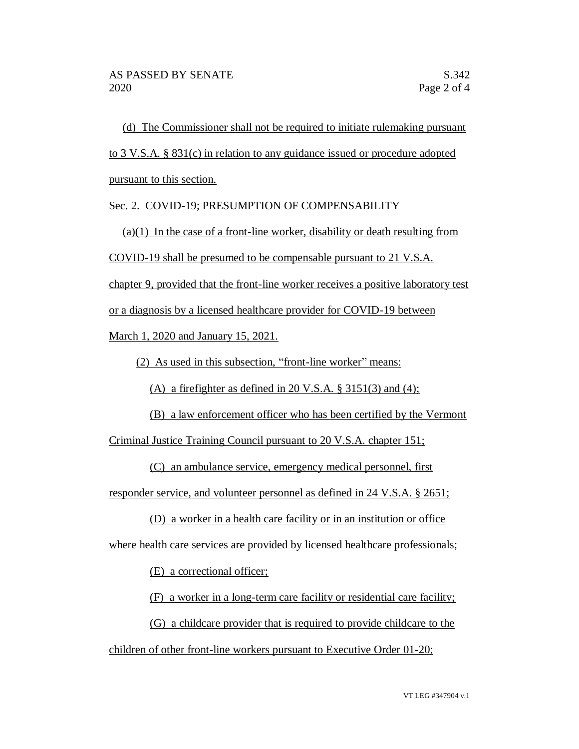(d) The Commissioner shall not be required to initiate rulemaking pursuant to 3 V.S.A. § 831(c) in relation to any guidance issued or procedure adopted pursuant to this section.

Sec. 2. COVID-19; PRESUMPTION OF COMPENSABILITY

(a)(1) In the case of a front-line worker, disability or death resulting from COVID-19 shall be presumed to be compensable pursuant to 21 V.S.A. chapter 9, provided that the front-line worker receives a positive laboratory test or a diagnosis by a licensed healthcare provider for COVID-19 between March 1, 2020 and January 15, 2021.

(2) As used in this subsection, "front-line worker" means:

(A) a firefighter as defined in 20 V.S.A. § 3151(3) and (4);

(B) a law enforcement officer who has been certified by the Vermont Criminal Justice Training Council pursuant to 20 V.S.A. chapter 151;

(C) an ambulance service, emergency medical personnel, first responder service, and volunteer personnel as defined in 24 V.S.A. § 2651;

(D) a worker in a health care facility or in an institution or office where health care services are provided by licensed healthcare professionals;

(E) a correctional officer;

(F) a worker in a long-term care facility or residential care facility;

(G) a childcare provider that is required to provide childcare to the children of other front-line workers pursuant to Executive Order 01-20;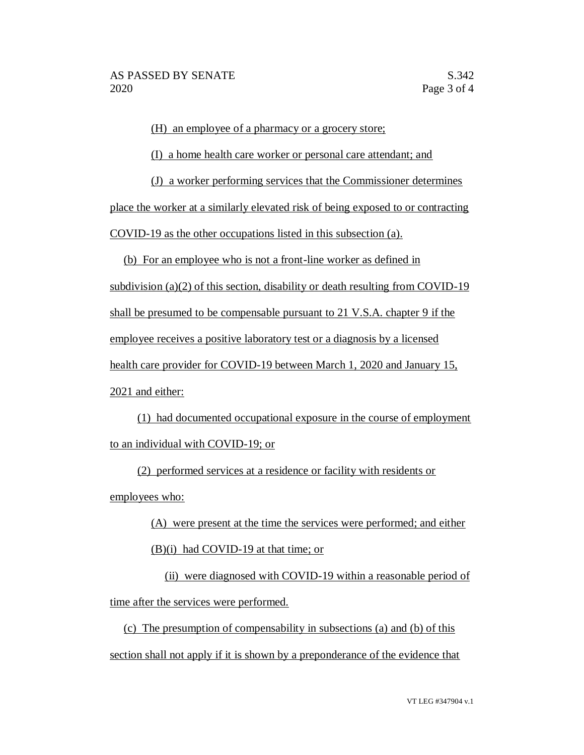(H) an employee of a pharmacy or a grocery store;

(I) a home health care worker or personal care attendant; and

(J) a worker performing services that the Commissioner determines place the worker at a similarly elevated risk of being exposed to or contracting COVID-19 as the other occupations listed in this subsection (a).

(b) For an employee who is not a front-line worker as defined in subdivision (a)(2) of this section, disability or death resulting from COVID-19 shall be presumed to be compensable pursuant to 21 V.S.A. chapter 9 if the employee receives a positive laboratory test or a diagnosis by a licensed health care provider for COVID-19 between March 1, 2020 and January 15, 2021 and either:

(1) had documented occupational exposure in the course of employment to an individual with COVID-19; or

(2) performed services at a residence or facility with residents or employees who:

(A) were present at the time the services were performed; and either

(B)(i) had COVID-19 at that time; or

(ii) were diagnosed with COVID-19 within a reasonable period of time after the services were performed.

(c) The presumption of compensability in subsections (a) and (b) of this section shall not apply if it is shown by a preponderance of the evidence that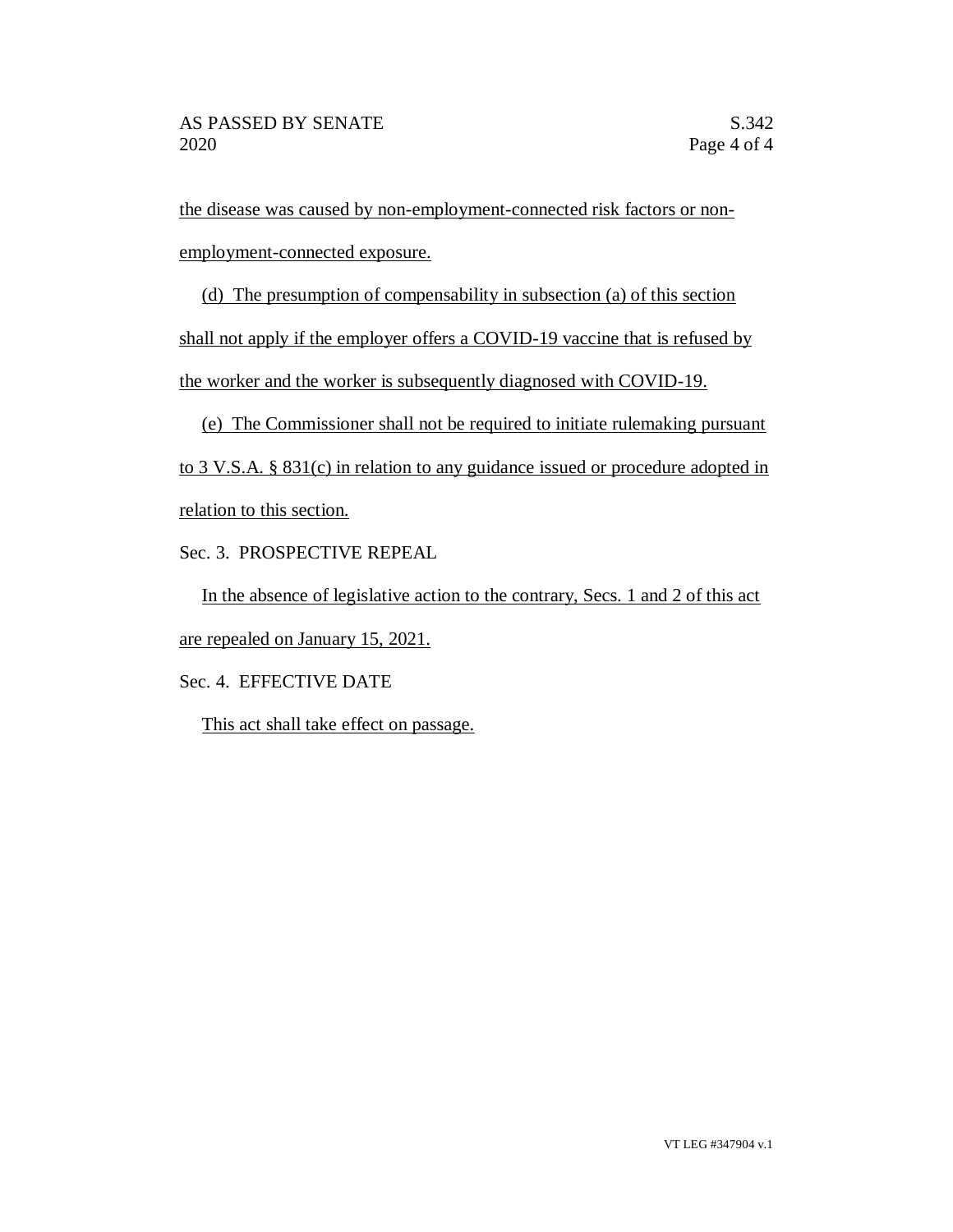the disease was caused by non-employment-connected risk factors or non-employment-connected exposure.

(d) The presumption of compensability in subsection (a) of this section shall not apply if the employer offers a COVID-19 vaccine that is refused by the worker and the worker is subsequently diagnosed with COVID-19.

(e) The Commissioner shall not be required to initiate rulemaking pursuant to 3 V.S.A. § 831(c) in relation to any guidance issued or procedure adopted in relation to this section.

Sec. 3. PROSPECTIVE REPEAL

In the absence of legislative action to the contrary, Secs. 1 and 2 of this act are repealed on January 15, 2021.

Sec. 4. EFFECTIVE DATE

This act shall take effect on passage.